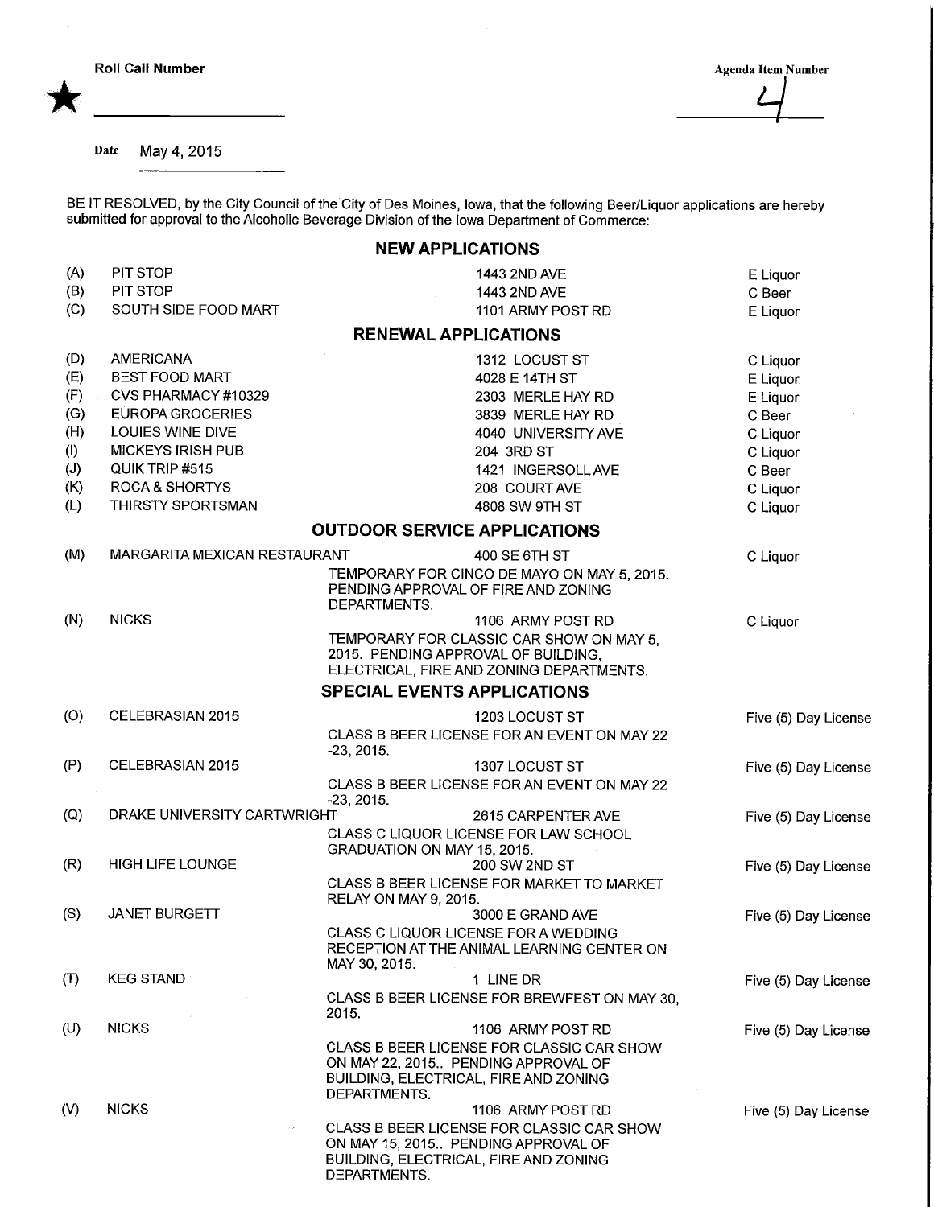★ **Roll Call Number** ____________

**Agenda Item Number** 4

Date May 4, 2015

BE IT RESOLVED, by the City Council of the City of Des Moines, Iowa, that the following Beer/Liquor applications are hereby submitted for approval to the Alcoholic Beverage Division of the Iowa Department of Commerce:

## NEW APPLICATIONS

| | | | |
|---|---|---|---|
| (A) | PIT STOP | 1443 2ND AVE | E Liquor |
| (B) | PIT STOP | 1443 2ND AVE | C Beer |
| (C) | SOUTH SIDE FOOD MART | 1101 ARMY POST RD | E Liquor |

## RENEWAL APPLICATIONS

| | | | |
|---|---|---|---|
| (D) | AMERICANA | 1312 LOCUST ST | C Liquor |
| (E) | BEST FOOD MART | 4028 E 14TH ST | E Liquor |
| (F) | CVS PHARMACY #10329 | 2303 MERLE HAY RD | E Liquor |
| (G) | EUROPA GROCERIES | 3839 MERLE HAY RD | C Beer |
| (H) | LOUIES WINE DIVE | 4040 UNIVERSITY AVE | C Liquor |
| (I) | MICKEYS IRISH PUB | 204 3RD ST | C Liquor |
| (J) | QUIK TRIP #515 | 1421 INGERSOLL AVE | C Beer |
| (K) | ROCA & SHORTYS | 208 COURT AVE | C Liquor |
| (L) | THIRSTY SPORTSMAN | 4808 SW 9TH ST | C Liquor |

## OUTDOOR SERVICE APPLICATIONS

| | | | |
|---|---|---|---|
| (M) | MARGARITA MEXICAN RESTAURANT | 400 SE 6TH ST<br>TEMPORARY FOR CINCO DE MAYO ON MAY 5, 2015. PENDING APPROVAL OF FIRE AND ZONING DEPARTMENTS. | C Liquor |
| (N) | NICKS | 1106 ARMY POST RD<br>TEMPORARY FOR CLASSIC CAR SHOW ON MAY 5, 2015. PENDING APPROVAL OF BUILDING, ELECTRICAL, FIRE AND ZONING DEPARTMENTS. | C Liquor |

## SPECIAL EVENTS APPLICATIONS

| | | | |
|---|---|---|---|
| (O) | CELEBRASIAN 2015 | 1203 LOCUST ST<br>CLASS B BEER LICENSE FOR AN EVENT ON MAY 22 -23, 2015. | Five (5) Day License |
| (P) | CELEBRASIAN 2015 | 1307 LOCUST ST<br>CLASS B BEER LICENSE FOR AN EVENT ON MAY 22 -23, 2015. | Five (5) Day License |
| (Q) | DRAKE UNIVERSITY CARTWRIGHT | 2615 CARPENTER AVE<br>CLASS C LIQUOR LICENSE FOR LAW SCHOOL GRADUATION ON MAY 15, 2015. | Five (5) Day License |
| (R) | HIGH LIFE LOUNGE | 200 SW 2ND ST<br>CLASS B BEER LICENSE FOR MARKET TO MARKET RELAY ON MAY 9, 2015. | Five (5) Day License |
| (S) | JANET BURGETT | 3000 E GRAND AVE<br>CLASS C LIQUOR LICENSE FOR A WEDDING RECEPTION AT THE ANIMAL LEARNING CENTER ON MAY 30, 2015. | Five (5) Day License |
| (T) | KEG STAND | 1 LINE DR<br>CLASS B BEER LICENSE FOR BREWFEST ON MAY 30, 2015. | Five (5) Day License |
| (U) | NICKS | 1106 ARMY POST RD<br>CLASS B BEER LICENSE FOR CLASSIC CAR SHOW ON MAY 22, 2015.. PENDING APPROVAL OF BUILDING, ELECTRICAL, FIRE AND ZONING DEPARTMENTS. | Five (5) Day License |
| (V) | NICKS | 1106 ARMY POST RD<br>CLASS B BEER LICENSE FOR CLASSIC CAR SHOW ON MAY 15, 2015.. PENDING APPROVAL OF BUILDING, ELECTRICAL, FIRE AND ZONING DEPARTMENTS. | Five (5) Day License |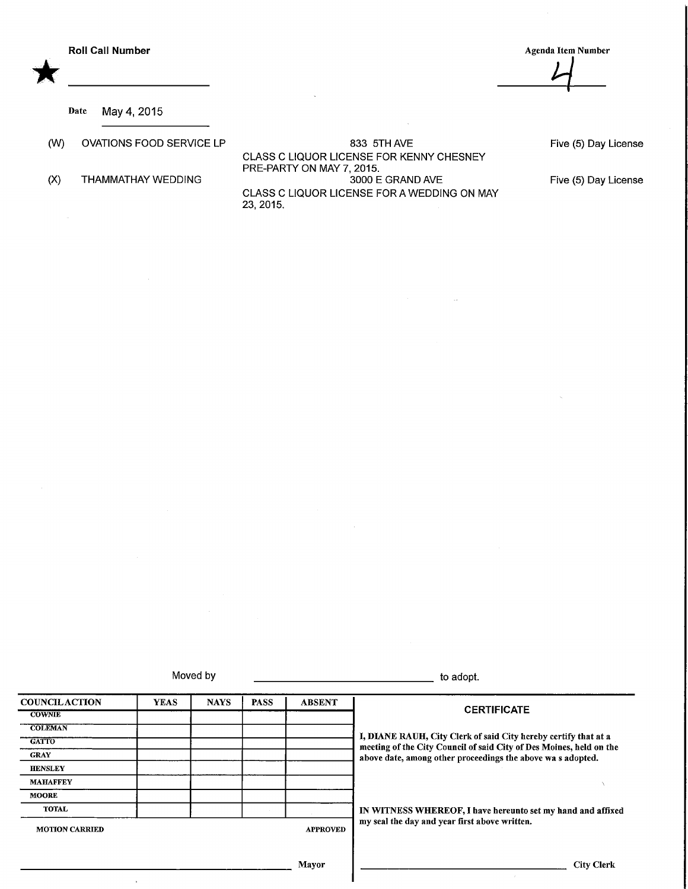★ Roll Call Number ____________________

Agenda Item Number

4

Date May 4, 2015

| | | | |
|---|---|---|---|
| (W) | OVATIONS FOOD SERVICE LP | 833 5TH AVE<br>CLASS C LIQUOR LICENSE FOR KENNY CHESNEY PRE-PARTY ON MAY 7, 2015. | Five (5) Day License |
| (X) | THAMMATHAY WEDDING | 3000 E GRAND AVE<br>CLASS C LIQUOR LICENSE FOR A WEDDING ON MAY 23, 2015. | Five (5) Day License |

Moved by ______________________________ to adopt.

| COUNCIL ACTION | YEAS | NAYS | PASS | ABSENT |
|---|---|---|---|---|
| COWNIE | | | | |
| COLEMAN | | | | |
| GATTO | | | | |
| GRAY | | | | |
| HENSLEY | | | | |
| MAHAFFEY | | | | |
| MOORE | | | | |
| TOTAL | | | | |

MOTION CARRIED APPROVED

______________________________ Mayor

**CERTIFICATE**

**I, DIANE RAUH, City Clerk of said City hereby certify that at a meeting of the City Council of said City of Des Moines, held on the above date, among other proceedings the above wa s adopted.**

**IN WITNESS WHEREOF, I have hereunto set my hand and affixed my seal the day and year first above written.**

______________________________ City Clerk